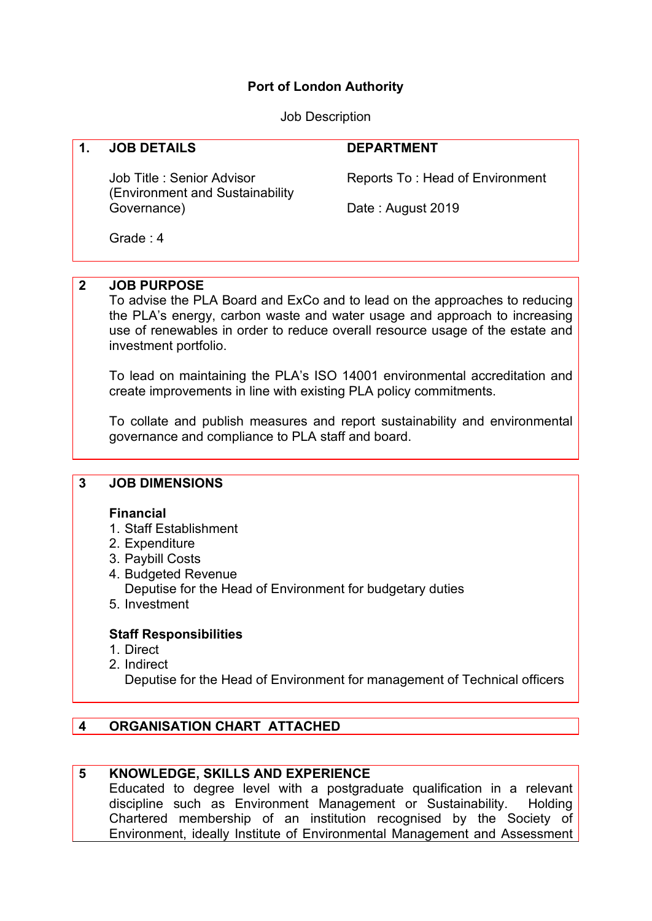**Port of London Authority**

Job Description

## 1. JOB DETAILS

| JOB DETAILS | DEPARTMENT |
| --- | --- |
| Job Title : Senior Advisor (Environment and Sustainability Governance) | Reports To : Head of Environment |
| Grade : 4 | Date : August 2019 |

## 2 JOB PURPOSE

To advise the PLA Board and ExCo and to lead on the approaches to reducing the PLA's energy, carbon waste and water usage and approach to increasing use of renewables in order to reduce overall resource usage of the estate and investment portfolio.

To lead on maintaining the PLA's ISO 14001 environmental accreditation and create improvements in line with existing PLA policy commitments.

To collate and publish measures and report sustainability and environmental governance and compliance to PLA staff and board.

## 3 JOB DIMENSIONS

**Financial**

1. Staff Establishment
2. Expenditure
3. Paybill Costs
4. Budgeted Revenue
   Deputise for the Head of Environment for budgetary duties
5. Investment

**Staff Responsibilities**

1. Direct
2. Indirect
   Deputise for the Head of Environment for management of Technical officers

## 4 ORGANISATION CHART ATTACHED

## 5 KNOWLEDGE, SKILLS AND EXPERIENCE

Educated to degree level with a postgraduate qualification in a relevant discipline such as Environment Management or Sustainability. Holding Chartered membership of an institution recognised by the Society of Environment, ideally Institute of Environmental Management and Assessment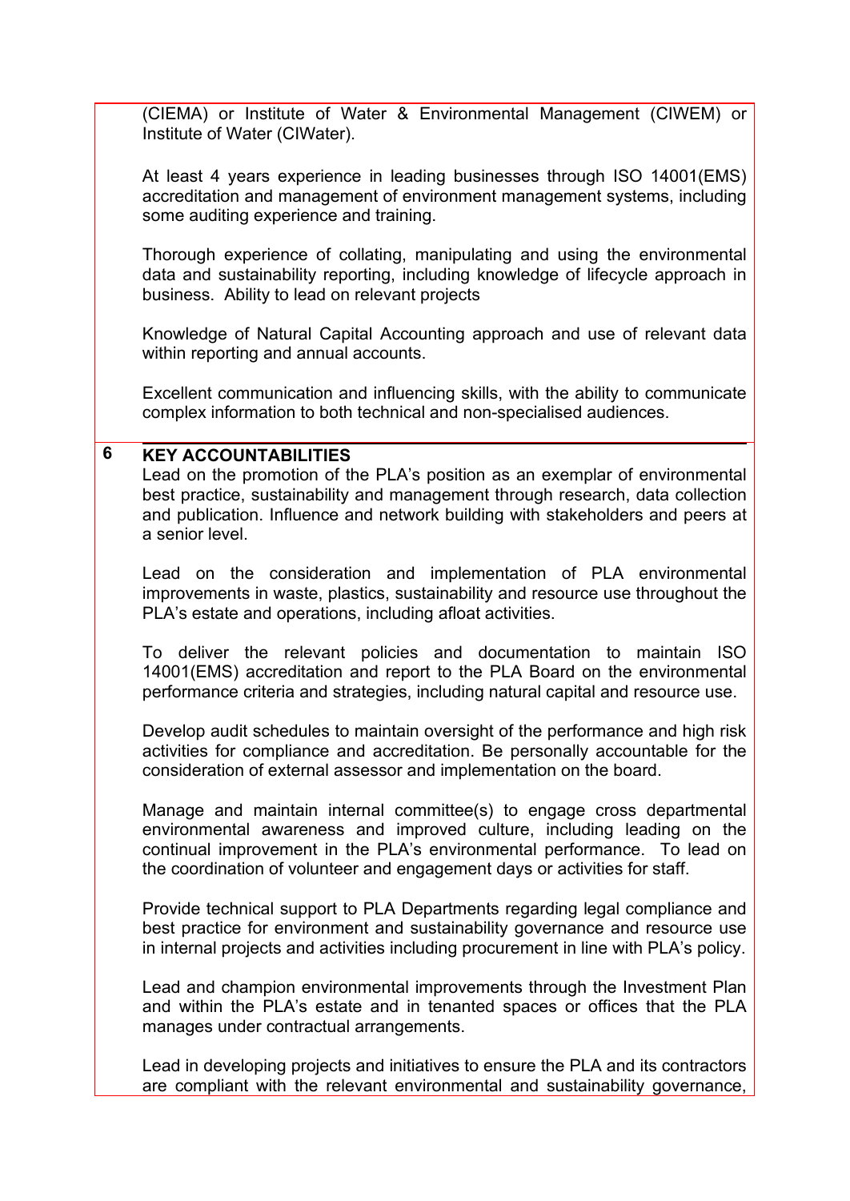(CIEMA) or Institute of Water & Environmental Management (CIWEM) or Institute of Water (CIWater).

At least 4 years experience in leading businesses through ISO 14001(EMS) accreditation and management of environment management systems, including some auditing experience and training.

Thorough experience of collating, manipulating and using the environmental data and sustainability reporting, including knowledge of lifecycle approach in business. Ability to lead on relevant projects

Knowledge of Natural Capital Accounting approach and use of relevant data within reporting and annual accounts.

Excellent communication and influencing skills, with the ability to communicate complex information to both technical and non-specialised audiences.

## 6 KEY ACCOUNTABILITIES

Lead on the promotion of the PLA's position as an exemplar of environmental best practice, sustainability and management through research, data collection and publication. Influence and network building with stakeholders and peers at a senior level.

Lead on the consideration and implementation of PLA environmental improvements in waste, plastics, sustainability and resource use throughout the PLA's estate and operations, including afloat activities.

To deliver the relevant policies and documentation to maintain ISO 14001(EMS) accreditation and report to the PLA Board on the environmental performance criteria and strategies, including natural capital and resource use.

Develop audit schedules to maintain oversight of the performance and high risk activities for compliance and accreditation. Be personally accountable for the consideration of external assessor and implementation on the board.

Manage and maintain internal committee(s) to engage cross departmental environmental awareness and improved culture, including leading on the continual improvement in the PLA's environmental performance. To lead on the coordination of volunteer and engagement days or activities for staff.

Provide technical support to PLA Departments regarding legal compliance and best practice for environment and sustainability governance and resource use in internal projects and activities including procurement in line with PLA's policy.

Lead and champion environmental improvements through the Investment Plan and within the PLA's estate and in tenanted spaces or offices that the PLA manages under contractual arrangements.

Lead in developing projects and initiatives to ensure the PLA and its contractors are compliant with the relevant environmental and sustainability governance,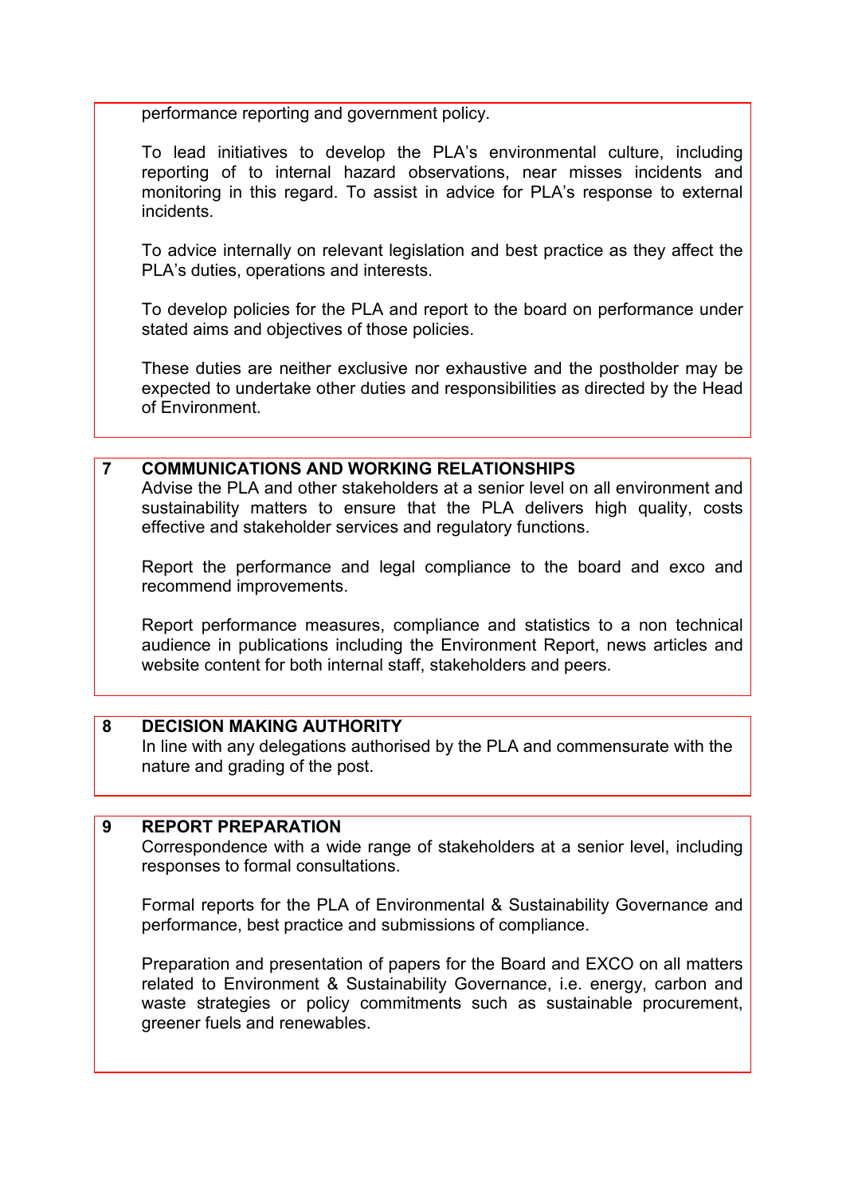performance reporting and government policy.

To lead initiatives to develop the PLA's environmental culture, including reporting of to internal hazard observations, near misses incidents and monitoring in this regard. To assist in advice for PLA's response to external incidents.

To advice internally on relevant legislation and best practice as they affect the PLA's duties, operations and interests.

To develop policies for the PLA and report to the board on performance under stated aims and objectives of those policies.

These duties are neither exclusive nor exhaustive and the postholder may be expected to undertake other duties and responsibilities as directed by the Head of Environment.

## 7 COMMUNICATIONS AND WORKING RELATIONSHIPS

Advise the PLA and other stakeholders at a senior level on all environment and sustainability matters to ensure that the PLA delivers high quality, costs effective and stakeholder services and regulatory functions.

Report the performance and legal compliance to the board and exco and recommend improvements.

Report performance measures, compliance and statistics to a non technical audience in publications including the Environment Report, news articles and website content for both internal staff, stakeholders and peers.

## 8 DECISION MAKING AUTHORITY

In line with any delegations authorised by the PLA and commensurate with the nature and grading of the post.

## 9 REPORT PREPARATION

Correspondence with a wide range of stakeholders at a senior level, including responses to formal consultations.

Formal reports for the PLA of Environmental & Sustainability Governance and performance, best practice and submissions of compliance.

Preparation and presentation of papers for the Board and EXCO on all matters related to Environment & Sustainability Governance, i.e. energy, carbon and waste strategies or policy commitments such as sustainable procurement, greener fuels and renewables.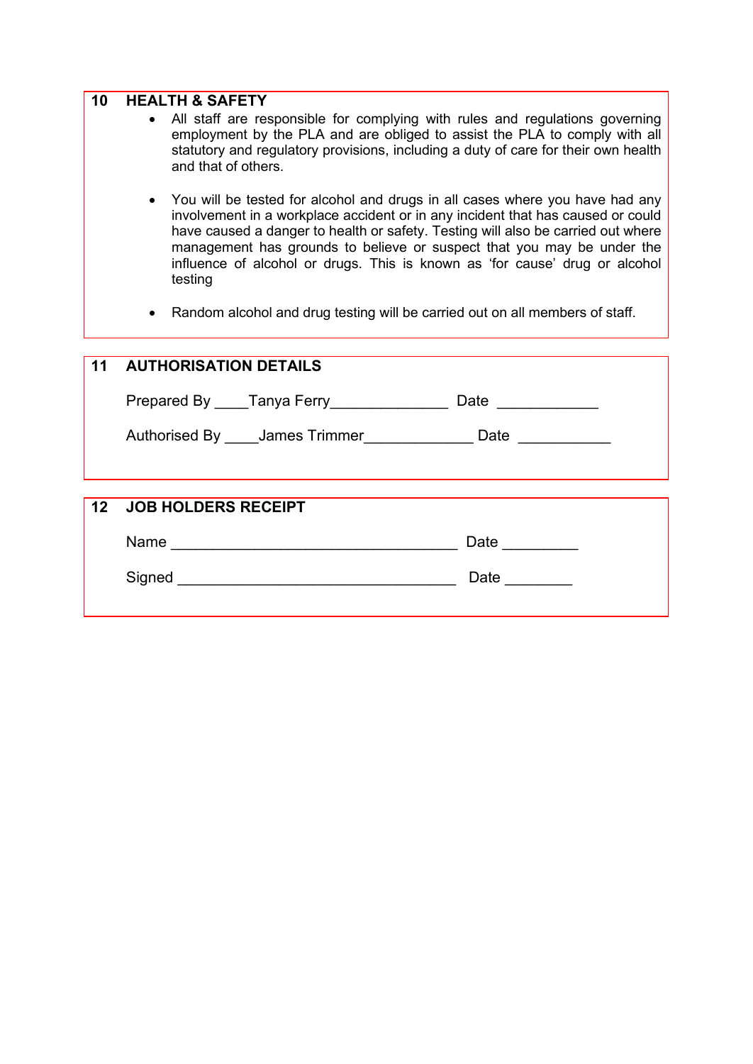## 10 HEALTH & SAFETY

- All staff are responsible for complying with rules and regulations governing employment by the PLA and are obliged to assist the PLA to comply with all statutory and regulatory provisions, including a duty of care for their own health and that of others.

- You will be tested for alcohol and drugs in all cases where you have had any involvement in a workplace accident or in any incident that has caused or could have caused a danger to health or safety. Testing will also be carried out where management has grounds to believe or suspect that you may be under the influence of alcohol or drugs. This is known as 'for cause' drug or alcohol testing

- Random alcohol and drug testing will be carried out on all members of staff.

## 11 AUTHORISATION DETAILS

Prepared By ____Tanya Ferry______________ Date ____________

Authorised By ____James Trimmer_____________ Date ___________

## 12 JOB HOLDERS RECEIPT

Name __________________________________ Date _________

Signed _________________________________ Date ________